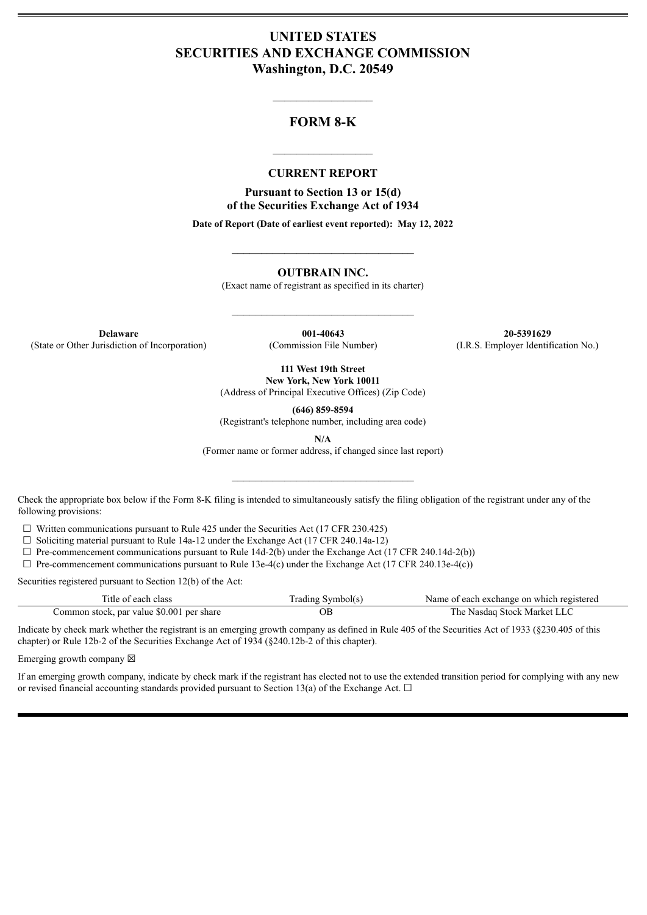# UNITED STATES
# SECURITIES AND EXCHANGE COMMISSION
## Washington, D.C. 20549

---

# FORM 8-K

---

## CURRENT REPORT

**Pursuant to Section 13 or 15(d)**
**of the Securities Exchange Act of 1934**

**Date of Report (Date of earliest event reported): May 12, 2022**

---

**OUTBRAIN INC.**
(Exact name of registrant as specified in its charter)

---

| **Delaware** | **001-40643** | **20-5391629** |
|---|---|---|
| (State or Other Jurisdiction of Incorporation) | (Commission File Number) | (I.R.S. Employer Identification No.) |

**111 West 19th Street**
**New York, New York 10011**
(Address of Principal Executive Offices) (Zip Code)

**(646) 859-8594**
(Registrant's telephone number, including area code)

**N/A**
(Former name or former address, if changed since last report)

---

Check the appropriate box below if the Form 8-K filing is intended to simultaneously satisfy the filing obligation of the registrant under any of the following provisions:

☐ Written communications pursuant to Rule 425 under the Securities Act (17 CFR 230.425)
☐ Soliciting material pursuant to Rule 14a-12 under the Exchange Act (17 CFR 240.14a-12)
☐ Pre-commencement communications pursuant to Rule 14d-2(b) under the Exchange Act (17 CFR 240.14d-2(b))
☐ Pre-commencement communications pursuant to Rule 13e-4(c) under the Exchange Act (17 CFR 240.13e-4(c))

Securities registered pursuant to Section 12(b) of the Act:

| Title of each class | Trading Symbol(s) | Name of each exchange on which registered |
|---|---|---|
| Common stock, par value $0.001 per share | OB | The Nasdaq Stock Market LLC |

Indicate by check mark whether the registrant is an emerging growth company as defined in Rule 405 of the Securities Act of 1933 (§230.405 of this chapter) or Rule 12b-2 of the Securities Exchange Act of 1934 (§240.12b-2 of this chapter).

Emerging growth company ☒

If an emerging growth company, indicate by check mark if the registrant has elected not to use the extended transition period for complying with any new or revised financial accounting standards provided pursuant to Section 13(a) of the Exchange Act. ☐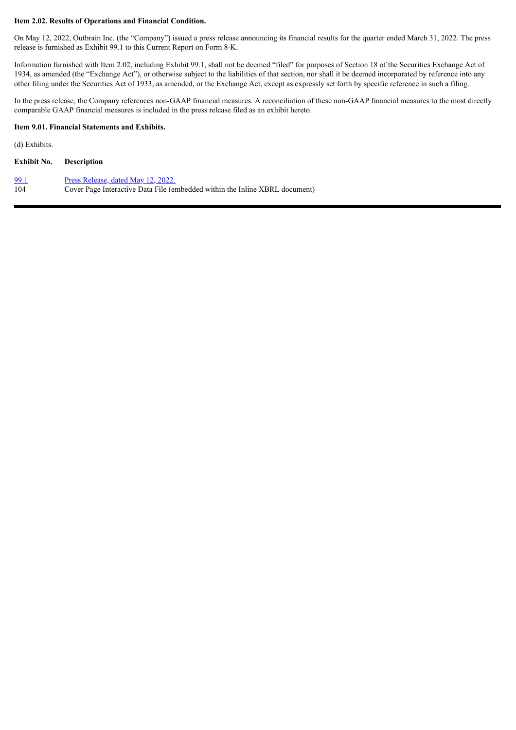**Item 2.02. Results of Operations and Financial Condition.**

On May 12, 2022, Outbrain Inc. (the "Company") issued a press release announcing its financial results for the quarter ended March 31, 2022. The press release is furnished as Exhibit 99.1 to this Current Report on Form 8-K.

Information furnished with Item 2.02, including Exhibit 99.1, shall not be deemed "filed" for purposes of Section 18 of the Securities Exchange Act of 1934, as amended (the "Exchange Act"), or otherwise subject to the liabilities of that section, nor shall it be deemed incorporated by reference into any other filing under the Securities Act of 1933, as amended, or the Exchange Act, except as expressly set forth by specific reference in such a filing.

In the press release, the Company references non-GAAP financial measures. A reconciliation of these non-GAAP financial measures to the most directly comparable GAAP financial measures is included in the press release filed as an exhibit hereto.

**Item 9.01. Financial Statements and Exhibits.**

(d) Exhibits.

| Exhibit No. | Description |
|---|---|
| 99.1 | Press Release, dated May 12, 2022. |
| 104 | Cover Page Interactive Data File (embedded within the Inline XBRL document) |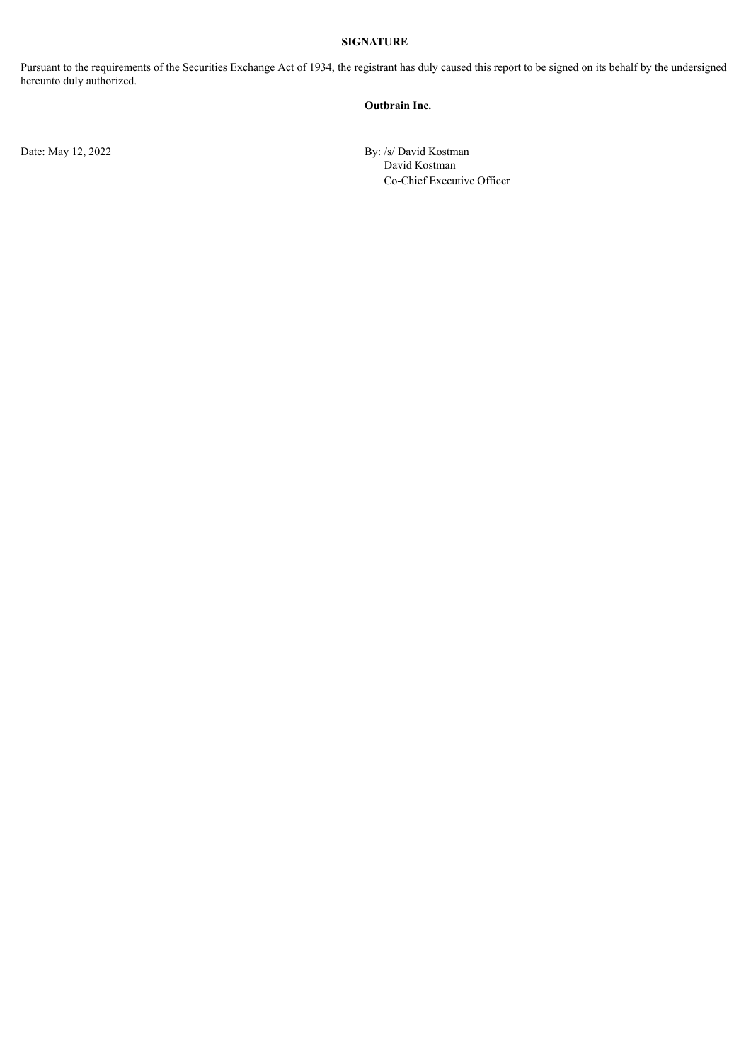**SIGNATURE**

Pursuant to the requirements of the Securities Exchange Act of 1934, the registrant has duly caused this report to be signed on its behalf by the undersigned hereunto duly authorized.

**Outbrain Inc.**

Date: May 12, 2022

By: /s/ David Kostman
David Kostman
Co-Chief Executive Officer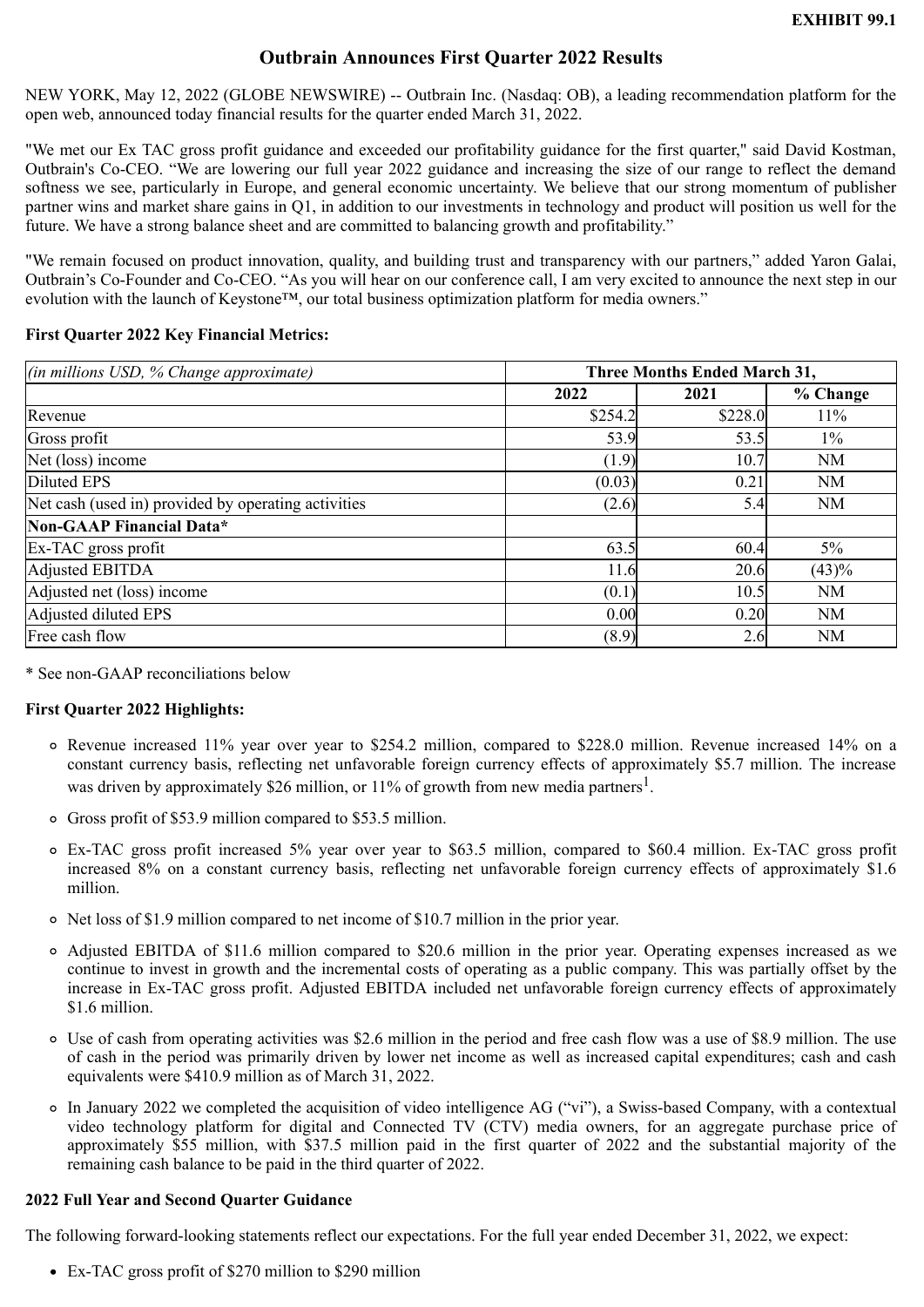**EXHIBIT 99.1**

# Outbrain Announces First Quarter 2022 Results

NEW YORK, May 12, 2022 (GLOBE NEWSWIRE) -- Outbrain Inc. (Nasdaq: OB), a leading recommendation platform for the open web, announced today financial results for the quarter ended March 31, 2022.

"We met our Ex TAC gross profit guidance and exceeded our profitability guidance for the first quarter," said David Kostman, Outbrain's Co-CEO. "We are lowering our full year 2022 guidance and increasing the size of our range to reflect the demand softness we see, particularly in Europe, and general economic uncertainty. We believe that our strong momentum of publisher partner wins and market share gains in Q1, in addition to our investments in technology and product will position us well for the future. We have a strong balance sheet and are committed to balancing growth and profitability."

"We remain focused on product innovation, quality, and building trust and transparency with our partners," added Yaron Galai, Outbrain's Co-Founder and Co-CEO. "As you will hear on our conference call, I am very excited to announce the next step in our evolution with the launch of Keystone™, our total business optimization platform for media owners."

**First Quarter 2022 Key Financial Metrics:**

| *(in millions USD, % Change approximate)* | Three Months Ended March 31, | | |
|---|---|---|---|
| | **2022** | **2021** | **% Change** |
| Revenue | $254.2 | $228.0 | 11% |
| Gross profit | 53.9 | 53.5 | 1% |
| Net (loss) income | (1.9) | 10.7 | NM |
| Diluted EPS | (0.03) | 0.21 | NM |
| Net cash (used in) provided by operating activities | (2.6) | 5.4 | NM |
| **Non-GAAP Financial Data*** | | | |
| Ex-TAC gross profit | 63.5 | 60.4 | 5% |
| Adjusted EBITDA | 11.6 | 20.6 | (43)% |
| Adjusted net (loss) income | (0.1) | 10.5 | NM |
| Adjusted diluted EPS | 0.00 | 0.20 | NM |
| Free cash flow | (8.9) | 2.6 | NM |

* See non-GAAP reconciliations below

**First Quarter 2022 Highlights:**

- Revenue increased 11% year over year to $254.2 million, compared to $228.0 million. Revenue increased 14% on a constant currency basis, reflecting net unfavorable foreign currency effects of approximately $5.7 million. The increase was driven by approximately $26 million, or 11% of growth from new media partners[1].
- Gross profit of $53.9 million compared to $53.5 million.
- Ex-TAC gross profit increased 5% year over year to $63.5 million, compared to $60.4 million. Ex-TAC gross profit increased 8% on a constant currency basis, reflecting net unfavorable foreign currency effects of approximately $1.6 million.
- Net loss of $1.9 million compared to net income of $10.7 million in the prior year.
- Adjusted EBITDA of $11.6 million compared to $20.6 million in the prior year. Operating expenses increased as we continue to invest in growth and the incremental costs of operating as a public company. This was partially offset by the increase in Ex-TAC gross profit. Adjusted EBITDA included net unfavorable foreign currency effects of approximately $1.6 million.
- Use of cash from operating activities was $2.6 million in the period and free cash flow was a use of $8.9 million. The use of cash in the period was primarily driven by lower net income as well as increased capital expenditures; cash and cash equivalents were $410.9 million as of March 31, 2022.
- In January 2022 we completed the acquisition of video intelligence AG ("vi"), a Swiss-based Company, with a contextual video technology platform for digital and Connected TV (CTV) media owners, for an aggregate purchase price of approximately $55 million, with $37.5 million paid in the first quarter of 2022 and the substantial majority of the remaining cash balance to be paid in the third quarter of 2022.

**2022 Full Year and Second Quarter Guidance**

The following forward-looking statements reflect our expectations. For the full year ended December 31, 2022, we expect:

- Ex-TAC gross profit of $270 million to $290 million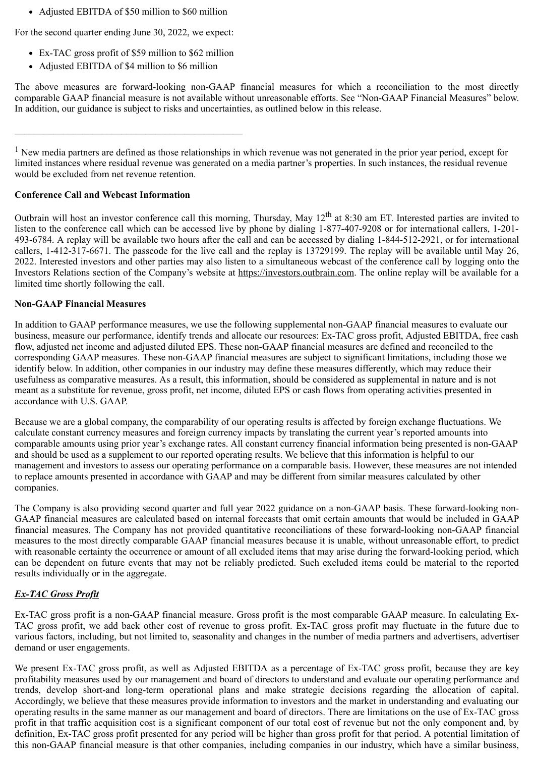- Adjusted EBITDA of $50 million to $60 million

For the second quarter ending June 30, 2022, we expect:

- Ex-TAC gross profit of $59 million to $62 million
- Adjusted EBITDA of $4 million to $6 million

The above measures are forward-looking non-GAAP financial measures for which a reconciliation to the most directly comparable GAAP financial measure is not available without unreasonable efforts. See "Non-GAAP Financial Measures" below. In addition, our guidance is subject to risks and uncertainties, as outlined below in this release.

---

[1] New media partners are defined as those relationships in which revenue was not generated in the prior year period, except for limited instances where residual revenue was generated on a media partner's properties. In such instances, the residual revenue would be excluded from net revenue retention.

**Conference Call and Webcast Information**

Outbrain will host an investor conference call this morning, Thursday, May 12th at 8:30 am ET. Interested parties are invited to listen to the conference call which can be accessed live by phone by dialing 1-877-407-9208 or for international callers, 1-201-493-6784. A replay will be available two hours after the call and can be accessed by dialing 1-844-512-2921, or for international callers, 1-412-317-6671. The passcode for the live call and the replay is 13729199. The replay will be available until May 26, 2022. Interested investors and other parties may also listen to a simultaneous webcast of the conference call by logging onto the Investors Relations section of the Company's website at https://investors.outbrain.com. The online replay will be available for a limited time shortly following the call.

**Non-GAAP Financial Measures**

In addition to GAAP performance measures, we use the following supplemental non-GAAP financial measures to evaluate our business, measure our performance, identify trends and allocate our resources: Ex-TAC gross profit, Adjusted EBITDA, free cash flow, adjusted net income and adjusted diluted EPS. These non-GAAP financial measures are defined and reconciled to the corresponding GAAP measures. These non-GAAP financial measures are subject to significant limitations, including those we identify below. In addition, other companies in our industry may define these measures differently, which may reduce their usefulness as comparative measures. As a result, this information, should be considered as supplemental in nature and is not meant as a substitute for revenue, gross profit, net income, diluted EPS or cash flows from operating activities presented in accordance with U.S. GAAP.

Because we are a global company, the comparability of our operating results is affected by foreign exchange fluctuations. We calculate constant currency measures and foreign currency impacts by translating the current year's reported amounts into comparable amounts using prior year's exchange rates. All constant currency financial information being presented is non-GAAP and should be used as a supplement to our reported operating results. We believe that this information is helpful to our management and investors to assess our operating performance on a comparable basis. However, these measures are not intended to replace amounts presented in accordance with GAAP and may be different from similar measures calculated by other companies.

The Company is also providing second quarter and full year 2022 guidance on a non-GAAP basis. These forward-looking non-GAAP financial measures are calculated based on internal forecasts that omit certain amounts that would be included in GAAP financial measures. The Company has not provided quantitative reconciliations of these forward-looking non-GAAP financial measures to the most directly comparable GAAP financial measures because it is unable, without unreasonable effort, to predict with reasonable certainty the occurrence or amount of all excluded items that may arise during the forward-looking period, which can be dependent on future events that may not be reliably predicted. Such excluded items could be material to the reported results individually or in the aggregate.

***Ex-TAC Gross Profit***

Ex-TAC gross profit is a non-GAAP financial measure. Gross profit is the most comparable GAAP measure. In calculating Ex-TAC gross profit, we add back other cost of revenue to gross profit. Ex-TAC gross profit may fluctuate in the future due to various factors, including, but not limited to, seasonality and changes in the number of media partners and advertisers, advertiser demand or user engagements.

We present Ex-TAC gross profit, as well as Adjusted EBITDA as a percentage of Ex-TAC gross profit, because they are key profitability measures used by our management and board of directors to understand and evaluate our operating performance and trends, develop short-and long-term operational plans and make strategic decisions regarding the allocation of capital. Accordingly, we believe that these measures provide information to investors and the market in understanding and evaluating our operating results in the same manner as our management and board of directors. There are limitations on the use of Ex-TAC gross profit in that traffic acquisition cost is a significant component of our total cost of revenue but not the only component and, by definition, Ex-TAC gross profit presented for any period will be higher than gross profit for that period. A potential limitation of this non-GAAP financial measure is that other companies, including companies in our industry, which have a similar business,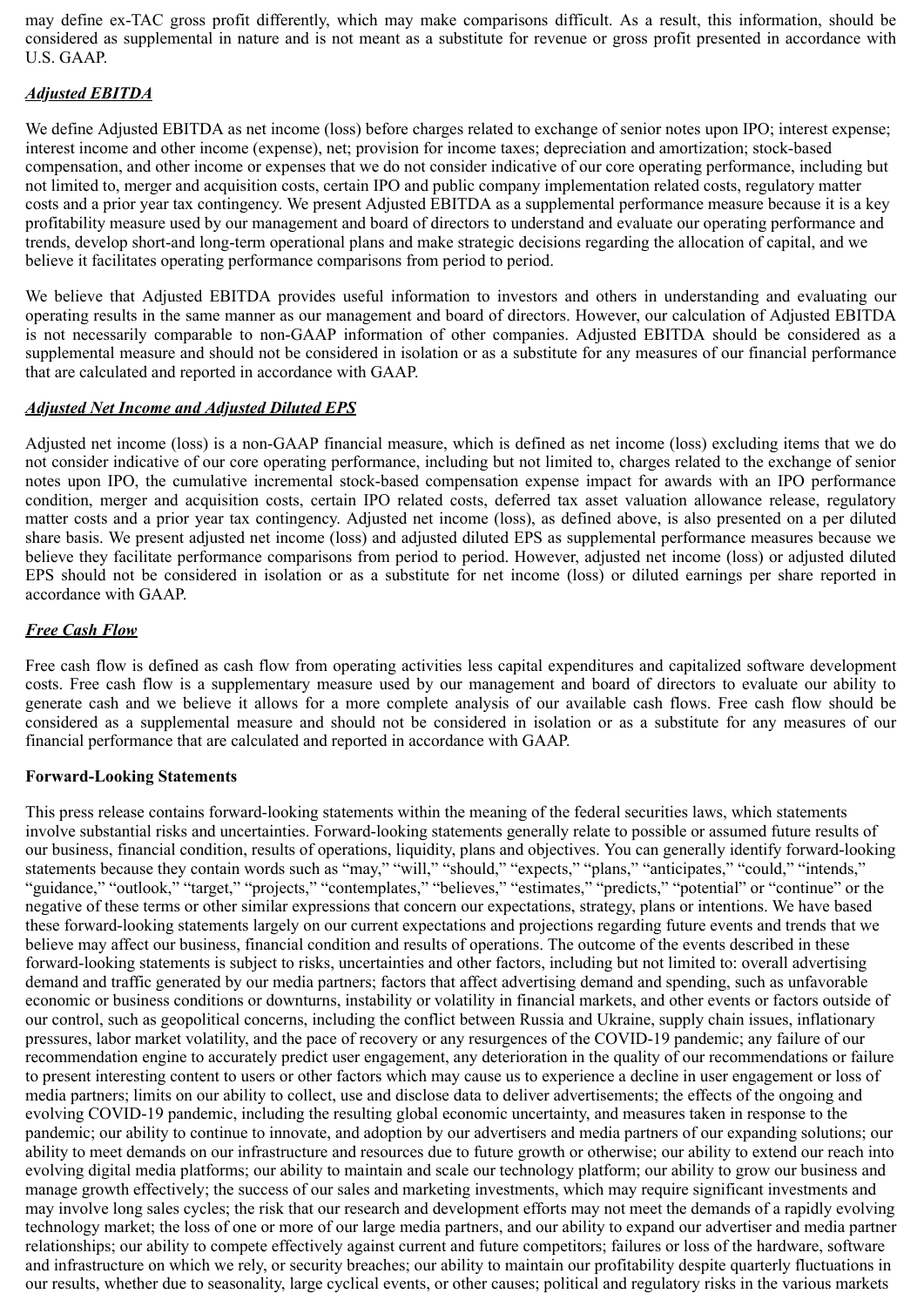may define ex-TAC gross profit differently, which may make comparisons difficult. As a result, this information, should be considered as supplemental in nature and is not meant as a substitute for revenue or gross profit presented in accordance with U.S. GAAP.

***Adjusted EBITDA***

We define Adjusted EBITDA as net income (loss) before charges related to exchange of senior notes upon IPO; interest expense; interest income and other income (expense), net; provision for income taxes; depreciation and amortization; stock-based compensation, and other income or expenses that we do not consider indicative of our core operating performance, including but not limited to, merger and acquisition costs, certain IPO and public company implementation related costs, regulatory matter costs and a prior year tax contingency. We present Adjusted EBITDA as a supplemental performance measure because it is a key profitability measure used by our management and board of directors to understand and evaluate our operating performance and trends, develop short-and long-term operational plans and make strategic decisions regarding the allocation of capital, and we believe it facilitates operating performance comparisons from period to period.

We believe that Adjusted EBITDA provides useful information to investors and others in understanding and evaluating our operating results in the same manner as our management and board of directors. However, our calculation of Adjusted EBITDA is not necessarily comparable to non-GAAP information of other companies. Adjusted EBITDA should be considered as a supplemental measure and should not be considered in isolation or as a substitute for any measures of our financial performance that are calculated and reported in accordance with GAAP.

***Adjusted Net Income and Adjusted Diluted EPS***

Adjusted net income (loss) is a non-GAAP financial measure, which is defined as net income (loss) excluding items that we do not consider indicative of our core operating performance, including but not limited to, charges related to the exchange of senior notes upon IPO, the cumulative incremental stock-based compensation expense impact for awards with an IPO performance condition, merger and acquisition costs, certain IPO related costs, deferred tax asset valuation allowance release, regulatory matter costs and a prior year tax contingency. Adjusted net income (loss), as defined above, is also presented on a per diluted share basis. We present adjusted net income (loss) and adjusted diluted EPS as supplemental performance measures because we believe they facilitate performance comparisons from period to period. However, adjusted net income (loss) or adjusted diluted EPS should not be considered in isolation or as a substitute for net income (loss) or diluted earnings per share reported in accordance with GAAP.

***Free Cash Flow***

Free cash flow is defined as cash flow from operating activities less capital expenditures and capitalized software development costs. Free cash flow is a supplementary measure used by our management and board of directors to evaluate our ability to generate cash and we believe it allows for a more complete analysis of our available cash flows. Free cash flow should be considered as a supplemental measure and should not be considered in isolation or as a substitute for any measures of our financial performance that are calculated and reported in accordance with GAAP.

**Forward-Looking Statements**

This press release contains forward-looking statements within the meaning of the federal securities laws, which statements involve substantial risks and uncertainties. Forward-looking statements generally relate to possible or assumed future results of our business, financial condition, results of operations, liquidity, plans and objectives. You can generally identify forward-looking statements because they contain words such as "may," "will," "should," "expects," "plans," "anticipates," "could," "intends," "guidance," "outlook," "target," "projects," "contemplates," "believes," "estimates," "predicts," "potential" or "continue" or the negative of these terms or other similar expressions that concern our expectations, strategy, plans or intentions. We have based these forward-looking statements largely on our current expectations and projections regarding future events and trends that we believe may affect our business, financial condition and results of operations. The outcome of the events described in these forward-looking statements is subject to risks, uncertainties and other factors, including but not limited to: overall advertising demand and traffic generated by our media partners; factors that affect advertising demand and spending, such as unfavorable economic or business conditions or downturns, instability or volatility in financial markets, and other events or factors outside of our control, such as geopolitical concerns, including the conflict between Russia and Ukraine, supply chain issues, inflationary pressures, labor market volatility, and the pace of recovery or any resurgences of the COVID-19 pandemic; any failure of our recommendation engine to accurately predict user engagement, any deterioration in the quality of our recommendations or failure to present interesting content to users or other factors which may cause us to experience a decline in user engagement or loss of media partners; limits on our ability to collect, use and disclose data to deliver advertisements; the effects of the ongoing and evolving COVID-19 pandemic, including the resulting global economic uncertainty, and measures taken in response to the pandemic; our ability to continue to innovate, and adoption by our advertisers and media partners of our expanding solutions; our ability to meet demands on our infrastructure and resources due to future growth or otherwise; our ability to extend our reach into evolving digital media platforms; our ability to maintain and scale our technology platform; our ability to grow our business and manage growth effectively; the success of our sales and marketing investments, which may require significant investments and may involve long sales cycles; the risk that our research and development efforts may not meet the demands of a rapidly evolving technology market; the loss of one or more of our large media partners, and our ability to expand our advertiser and media partner relationships; our ability to compete effectively against current and future competitors; failures or loss of the hardware, software and infrastructure on which we rely, or security breaches; our ability to maintain our profitability despite quarterly fluctuations in our results, whether due to seasonality, large cyclical events, or other causes; political and regulatory risks in the various markets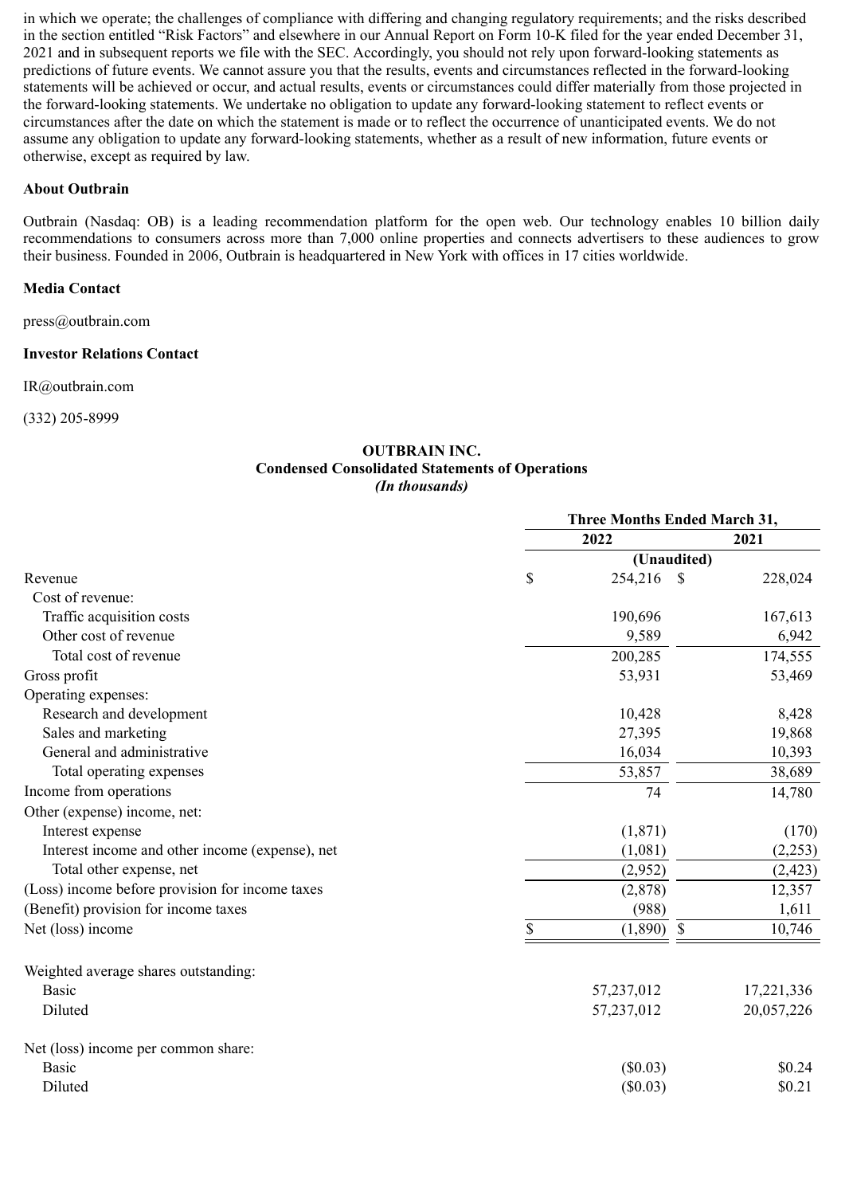in which we operate; the challenges of compliance with differing and changing regulatory requirements; and the risks described in the section entitled "Risk Factors" and elsewhere in our Annual Report on Form 10-K filed for the year ended December 31, 2021 and in subsequent reports we file with the SEC. Accordingly, you should not rely upon forward-looking statements as predictions of future events. We cannot assure you that the results, events and circumstances reflected in the forward-looking statements will be achieved or occur, and actual results, events or circumstances could differ materially from those projected in the forward-looking statements. We undertake no obligation to update any forward-looking statement to reflect events or circumstances after the date on which the statement is made or to reflect the occurrence of unanticipated events. We do not assume any obligation to update any forward-looking statements, whether as a result of new information, future events or otherwise, except as required by law.

**About Outbrain**

Outbrain (Nasdaq: OB) is a leading recommendation platform for the open web. Our technology enables 10 billion daily recommendations to consumers across more than 7,000 online properties and connects advertisers to these audiences to grow their business. Founded in 2006, Outbrain is headquartered in New York with offices in 17 cities worldwide.

**Media Contact**

press@outbrain.com

**Investor Relations Contact**

IR@outbrain.com

(332) 205-8999

**OUTBRAIN INC.**
**Condensed Consolidated Statements of Operations**
*(In thousands)*

| | Three Months Ended March 31, | |
|---|---|---|
| | 2022 | 2021 |
| | (Unaudited) | |
| Revenue | $ 254,216 | $ 228,024 |
| Cost of revenue: | | |
| Traffic acquisition costs | 190,696 | 167,613 |
| Other cost of revenue | 9,589 | 6,942 |
| Total cost of revenue | 200,285 | 174,555 |
| Gross profit | 53,931 | 53,469 |
| Operating expenses: | | |
| Research and development | 10,428 | 8,428 |
| Sales and marketing | 27,395 | 19,868 |
| General and administrative | 16,034 | 10,393 |
| Total operating expenses | 53,857 | 38,689 |
| Income from operations | 74 | 14,780 |
| Other (expense) income, net: | | |
| Interest expense | (1,871) | (170) |
| Interest income and other income (expense), net | (1,081) | (2,253) |
| Total other expense, net | (2,952) | (2,423) |
| (Loss) income before provision for income taxes | (2,878) | 12,357 |
| (Benefit) provision for income taxes | (988) | 1,611 |
| Net (loss) income | $ (1,890) | $ 10,746 |
| | | |
| Weighted average shares outstanding: | | |
| Basic | 57,237,012 | 17,221,336 |
| Diluted | 57,237,012 | 20,057,226 |
| | | |
| Net (loss) income per common share: | | |
| Basic | ($0.03) | $0.24 |
| Diluted | ($0.03) | $0.21 |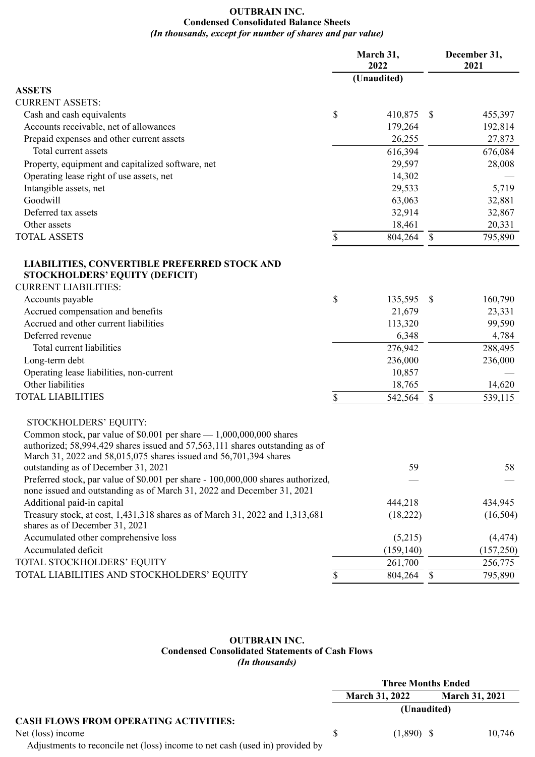**OUTBRAIN INC.**
**Condensed Consolidated Balance Sheets**
***(In thousands, except for number of shares and par value)***

| | March 31, 2022 (Unaudited) | December 31, 2021 |
|---|---|---|
| **ASSETS** | | |
| CURRENT ASSETS: | | |
| Cash and cash equivalents | $ 410,875 | $ 455,397 |
| Accounts receivable, net of allowances | 179,264 | 192,814 |
| Prepaid expenses and other current assets | 26,255 | 27,873 |
| Total current assets | 616,394 | 676,084 |
| Property, equipment and capitalized software, net | 29,597 | 28,008 |
| Operating lease right of use assets, net | 14,302 | — |
| Intangible assets, net | 29,533 | 5,719 |
| Goodwill | 63,063 | 32,881 |
| Deferred tax assets | 32,914 | 32,867 |
| Other assets | 18,461 | 20,331 |
| TOTAL ASSETS | $ 804,264 | $ 795,890 |
| **LIABILITIES, CONVERTIBLE PREFERRED STOCK AND STOCKHOLDERS' EQUITY (DEFICIT)** | | |
| CURRENT LIABILITIES: | | |
| Accounts payable | $ 135,595 | $ 160,790 |
| Accrued compensation and benefits | 21,679 | 23,331 |
| Accrued and other current liabilities | 113,320 | 99,590 |
| Deferred revenue | 6,348 | 4,784 |
| Total current liabilities | 276,942 | 288,495 |
| Long-term debt | 236,000 | 236,000 |
| Operating lease liabilities, non-current | 10,857 | — |
| Other liabilities | 18,765 | 14,620 |
| TOTAL LIABILITIES | $ 542,564 | $ 539,115 |
| STOCKHOLDERS' EQUITY: | | |
| Common stock, par value of $0.001 per share — 1,000,000,000 shares authorized; 58,994,429 shares issued and 57,563,111 shares outstanding as of March 31, 2022 and 58,015,075 shares issued and 56,701,394 shares outstanding as of December 31, 2021 | 59 | 58 |
| Preferred stock, par value of $0.001 per share - 100,000,000 shares authorized, none issued and outstanding as of March 31, 2022 and December 31, 2021 | — | — |
| Additional paid-in capital | 444,218 | 434,945 |
| Treasury stock, at cost, 1,431,318 shares as of March 31, 2022 and 1,313,681 shares as of December 31, 2021 | (18,222) | (16,504) |
| Accumulated other comprehensive loss | (5,215) | (4,474) |
| Accumulated deficit | (159,140) | (157,250) |
| TOTAL STOCKHOLDERS' EQUITY | 261,700 | 256,775 |
| TOTAL LIABILITIES AND STOCKHOLDERS' EQUITY | $ 804,264 | $ 795,890 |

**OUTBRAIN INC.**
**Condensed Consolidated Statements of Cash Flows**
***(In thousands)***

| | Three Months Ended March 31, 2022 (Unaudited) | Three Months Ended March 31, 2021 (Unaudited) |
|---|---|---|
| **CASH FLOWS FROM OPERATING ACTIVITIES:** | | |
| Net (loss) income | $ (1,890) | $ 10,746 |
| Adjustments to reconcile net (loss) income to net cash (used in) provided by | | |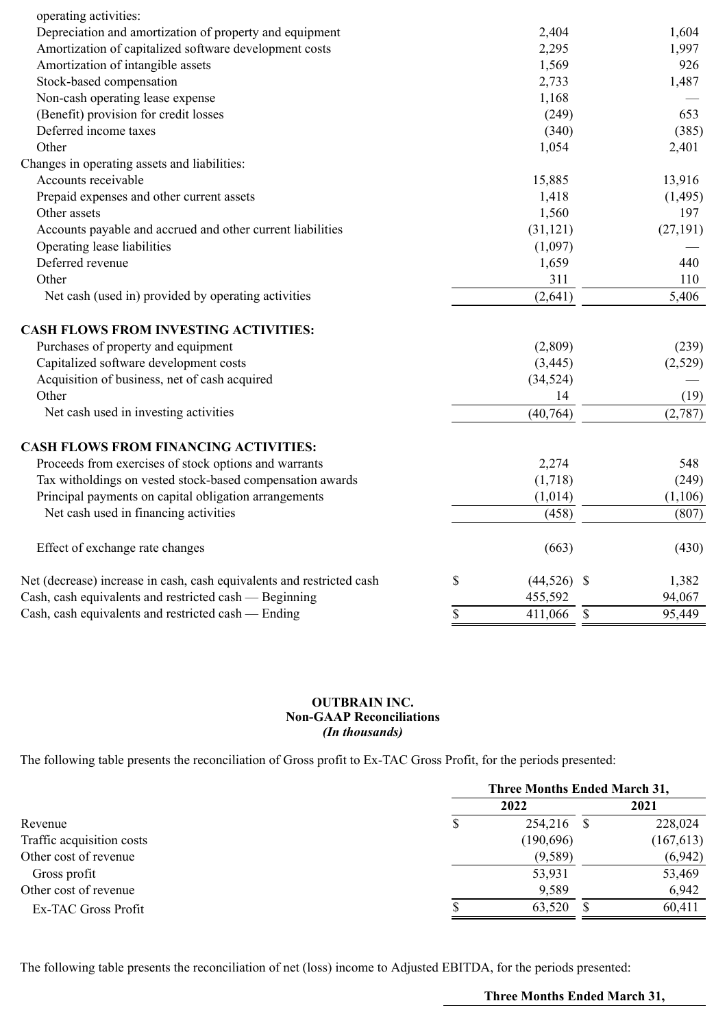| | | |
|---|---|---|
| operating activities: | | |
| Depreciation and amortization of property and equipment | 2,404 | 1,604 |
| Amortization of capitalized software development costs | 2,295 | 1,997 |
| Amortization of intangible assets | 1,569 | 926 |
| Stock-based compensation | 2,733 | 1,487 |
| Non-cash operating lease expense | 1,168 | — |
| (Benefit) provision for credit losses | (249) | 653 |
| Deferred income taxes | (340) | (385) |
| Other | 1,054 | 2,401 |
| Changes in operating assets and liabilities: | | |
| Accounts receivable | 15,885 | 13,916 |
| Prepaid expenses and other current assets | 1,418 | (1,495) |
| Other assets | 1,560 | 197 |
| Accounts payable and accrued and other current liabilities | (31,121) | (27,191) |
| Operating lease liabilities | (1,097) | — |
| Deferred revenue | 1,659 | 440 |
| Other | 311 | 110 |
| Net cash (used in) provided by operating activities | (2,641) | 5,406 |
| **CASH FLOWS FROM INVESTING ACTIVITIES:** | | |
| Purchases of property and equipment | (2,809) | (239) |
| Capitalized software development costs | (3,445) | (2,529) |
| Acquisition of business, net of cash acquired | (34,524) | — |
| Other | 14 | (19) |
| Net cash used in investing activities | (40,764) | (2,787) |
| **CASH FLOWS FROM FINANCING ACTIVITIES:** | | |
| Proceeds from exercises of stock options and warrants | 2,274 | 548 |
| Tax witholdings on vested stock-based compensation awards | (1,718) | (249) |
| Principal payments on capital obligation arrangements | (1,014) | (1,106) |
| Net cash used in financing activities | (458) | (807) |
| Effect of exchange rate changes | (663) | (430) |
| Net (decrease) increase in cash, cash equivalents and restricted cash | $ (44,526) | $ 1,382 |
| Cash, cash equivalents and restricted cash — Beginning | 455,592 | 94,067 |
| Cash, cash equivalents and restricted cash — Ending | $ 411,066 | $ 95,449 |

**OUTBRAIN INC.**
**Non-GAAP Reconciliations**
*(In thousands)*

The following table presents the reconciliation of Gross profit to Ex-TAC Gross Profit, for the periods presented:

| | Three Months Ended March 31, | |
|---|---|---|
| | 2022 | 2021 |
| Revenue | $ 254,216 | $ 228,024 |
| Traffic acquisition costs | (190,696) | (167,613) |
| Other cost of revenue | (9,589) | (6,942) |
| Gross profit | 53,931 | 53,469 |
| Other cost of revenue | 9,589 | 6,942 |
| Ex-TAC Gross Profit | $ 63,520 | $ 60,411 |

The following table presents the reconciliation of net (loss) income to Adjusted EBITDA, for the periods presented:

**Three Months Ended March 31,**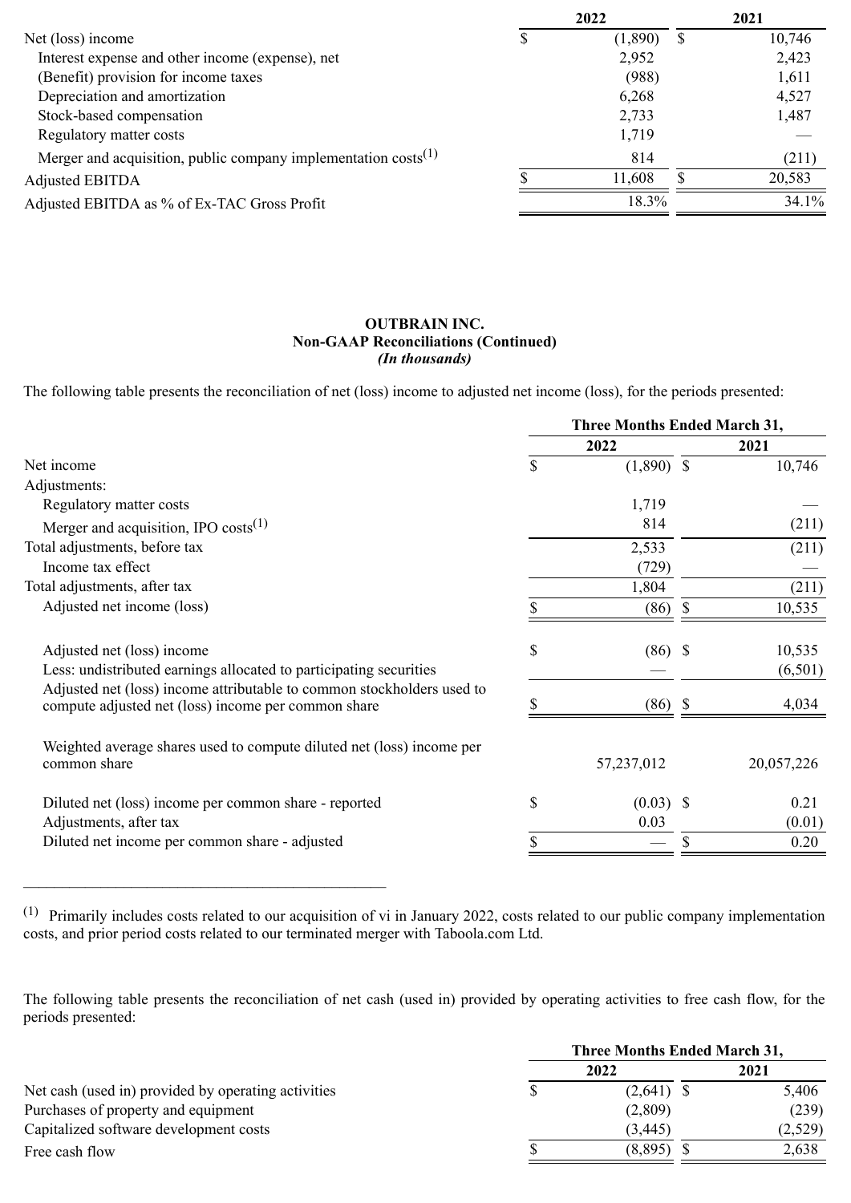| | 2022 | 2021 |
|---|---|---|
| Net (loss) income | $ (1,890) | $ 10,746 |
| Interest expense and other income (expense), net | 2,952 | 2,423 |
| (Benefit) provision for income taxes | (988) | 1,611 |
| Depreciation and amortization | 6,268 | 4,527 |
| Stock-based compensation | 2,733 | 1,487 |
| Regulatory matter costs | 1,719 | — |
| Merger and acquisition, public company implementation costs[1] | 814 | (211) |
| Adjusted EBITDA | $ 11,608 | $ 20,583 |
| Adjusted EBITDA as % of Ex-TAC Gross Profit | 18.3% | 34.1% |

**OUTBRAIN INC.**
**Non-GAAP Reconciliations (Continued)**
***(In thousands)***

The following table presents the reconciliation of net (loss) income to adjusted net income (loss), for the periods presented:

| | Three Months Ended March 31, | |
|---|---|---|
| | 2022 | 2021 |
| Net income | $ (1,890) | $ 10,746 |
| Adjustments: | | |
| Regulatory matter costs | 1,719 | — |
| Merger and acquisition, IPO costs[1] | 814 | (211) |
| Total adjustments, before tax | 2,533 | (211) |
| Income tax effect | (729) | — |
| Total adjustments, after tax | 1,804 | (211) |
| Adjusted net income (loss) | $ (86) | $ 10,535 |
| | | |
| Adjusted net (loss) income | $ (86) | $ 10,535 |
| Less: undistributed earnings allocated to participating securities | — | (6,501) |
| Adjusted net (loss) income attributable to common stockholders used to compute adjusted net (loss) income per common share | $ (86) | $ 4,034 |
| | | |
| Weighted average shares used to compute diluted net (loss) income per common share | 57,237,012 | 20,057,226 |
| | | |
| Diluted net (loss) income per common share - reported | $ (0.03) | $ 0.21 |
| Adjustments, after tax | 0.03 | (0.01) |
| Diluted net income per common share - adjusted | $ — | $ 0.20 |

[1] Primarily includes costs related to our acquisition of vi in January 2022, costs related to our public company implementation costs, and prior period costs related to our terminated merger with Taboola.com Ltd.

The following table presents the reconciliation of net cash (used in) provided by operating activities to free cash flow, for the periods presented:

| | Three Months Ended March 31, | |
|---|---|---|
| | 2022 | 2021 |
| Net cash (used in) provided by operating activities | $ (2,641) | $ 5,406 |
| Purchases of property and equipment | (2,809) | (239) |
| Capitalized software development costs | (3,445) | (2,529) |
| Free cash flow | $ (8,895) | $ 2,638 |